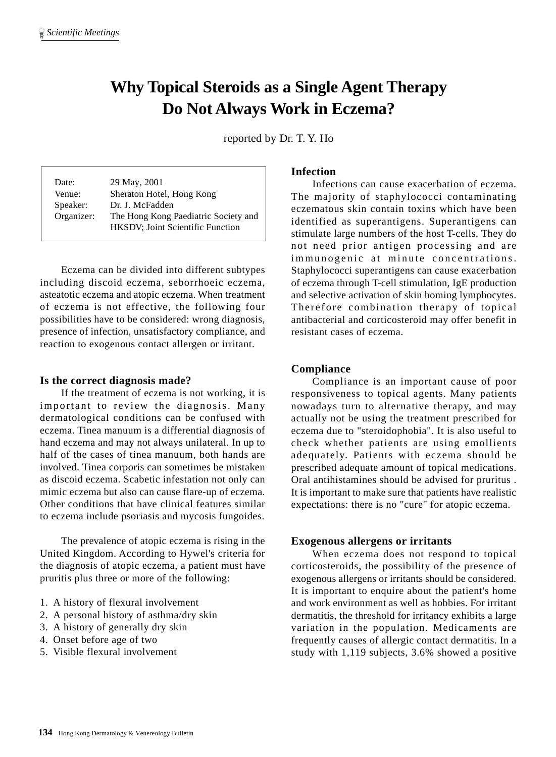# Why Topical Steroids as a Single Agent Therapy Do Not Always Work in Eczema?

reported by Dr. T. Y. Ho

| | |
|---|---|
| Date: | 29 May, 2001 |
| Venue: | Sheraton Hotel, Hong Kong |
| Speaker: | Dr. J. McFadden |
| Organizer: | The Hong Kong Paediatric Society and HKSDV; Joint Scientific Function |

Eczema can be divided into different subtypes including discoid eczema, seborrhoeic eczema, asteatotic eczema and atopic eczema. When treatment of eczema is not effective, the following four possibilities have to be considered: wrong diagnosis, presence of infection, unsatisfactory compliance, and reaction to exogenous contact allergen or irritant.

## Is the correct diagnosis made?

If the treatment of eczema is not working, it is important to review the diagnosis. Many dermatological conditions can be confused with eczema. Tinea manuum is a differential diagnosis of hand eczema and may not always unilateral. In up to half of the cases of tinea manuum, both hands are involved. Tinea corporis can sometimes be mistaken as discoid eczema. Scabetic infestation not only can mimic eczema but also can cause flare-up of eczema. Other conditions that have clinical features similar to eczema include psoriasis and mycosis fungoides.

The prevalence of atopic eczema is rising in the United Kingdom. According to Hywel's criteria for the diagnosis of atopic eczema, a patient must have pruritis plus three or more of the following:

1. A history of flexural involvement
2. A personal history of asthma/dry skin
3. A history of generally dry skin
4. Onset before age of two
5. Visible flexural involvement

## Infection

Infections can cause exacerbation of eczema. The majority of staphylococci contaminating eczematous skin contain toxins which have been identified as superantigens. Superantigens can stimulate large numbers of the host T-cells. They do not need prior antigen processing and are immunogenic at minute concentrations. Staphylococci superantigens can cause exacerbation of eczema through T-cell stimulation, IgE production and selective activation of skin homing lymphocytes. Therefore combination therapy of topical antibacterial and corticosteroid may offer benefit in resistant cases of eczema.

## Compliance

Compliance is an important cause of poor responsiveness to topical agents. Many patients nowadays turn to alternative therapy, and may actually not be using the treatment prescribed for eczema due to "steroidophobia". It is also useful to check whether patients are using emollients adequately. Patients with eczema should be prescribed adequate amount of topical medications. Oral antihistamines should be advised for pruritus . It is important to make sure that patients have realistic expectations: there is no "cure" for atopic eczema.

## Exogenous allergens or irritants

When eczema does not respond to topical corticosteroids, the possibility of the presence of exogenous allergens or irritants should be considered. It is important to enquire about the patient's home and work environment as well as hobbies. For irritant dermatitis, the threshold for irritancy exhibits a large variation in the population. Medicaments are frequently causes of allergic contact dermatitis. In a study with 1,119 subjects, 3.6% showed a positive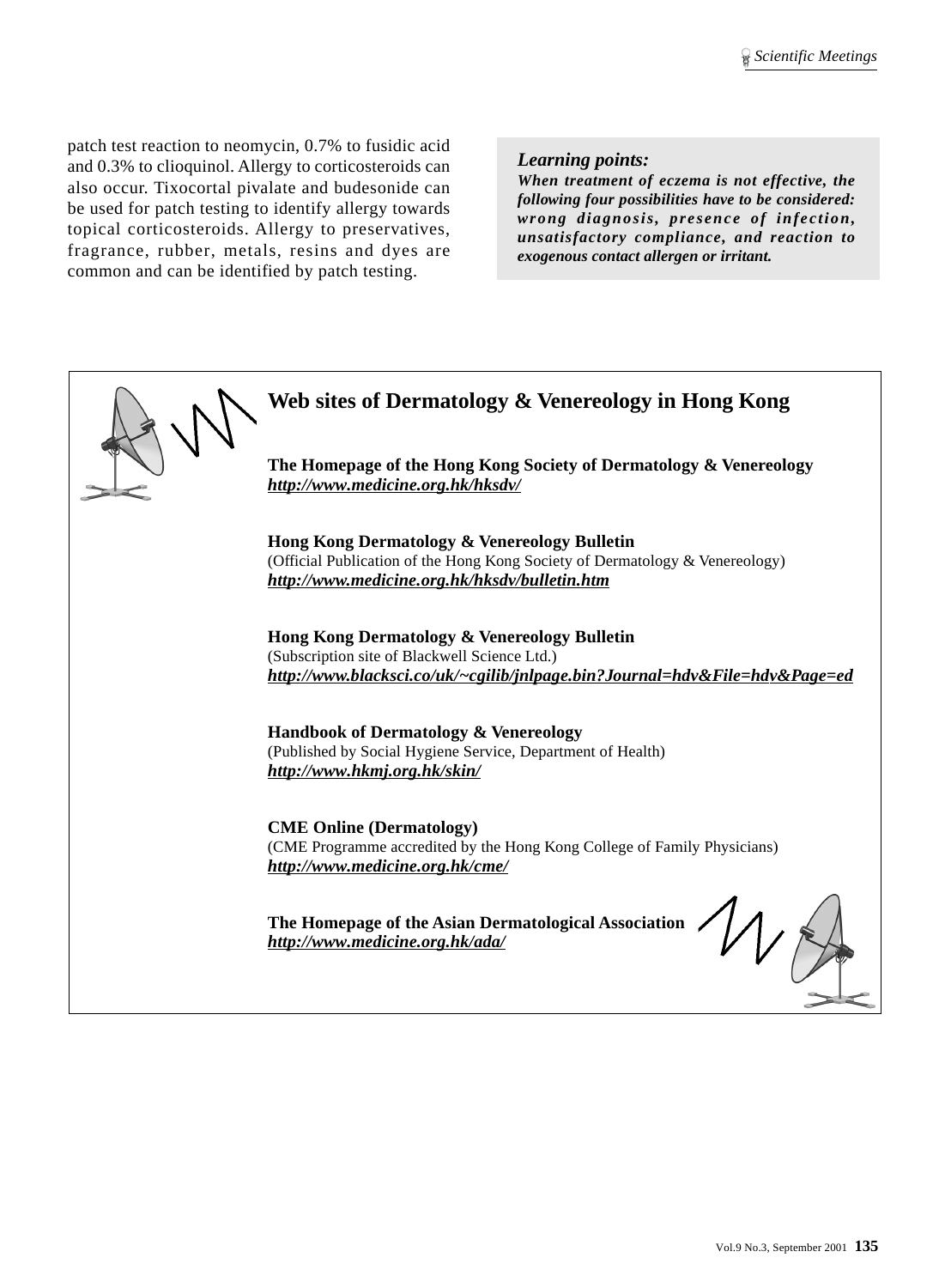patch test reaction to neomycin, 0.7% to fusidic acid and 0.3% to clioquinol. Allergy to corticosteroids can also occur. Tixocortal pivalate and budesonide can be used for patch testing to identify allergy towards topical corticosteroids. Allergy to preservatives, fragrance, rubber, metals, resins and dyes are common and can be identified by patch testing.

> ***Learning points:***
>
> ***When treatment of eczema is not effective, the following four possibilities have to be considered: wrong diagnosis, presence of infection, unsatisfactory compliance, and reaction to exogenous contact allergen or irritant.***

## Web sites of Dermatology & Venereology in Hong Kong

**The Homepage of the Hong Kong Society of Dermatology & Venereology**
***http://www.medicine.org.hk/hksdv/***

**Hong Kong Dermatology & Venereology Bulletin**
(Official Publication of the Hong Kong Society of Dermatology & Venereology)
***http://www.medicine.org.hk/hksdv/bulletin.htm***

**Hong Kong Dermatology & Venereology Bulletin**
(Subscription site of Blackwell Science Ltd.)
***http://www.blacksci.co/uk/~cgilib/jnlpage.bin?Journal=hdv&File=hdv&Page=ed***

**Handbook of Dermatology & Venereology**
(Published by Social Hygiene Service, Department of Health)
***http://www.hkmj.org.hk/skin/***

**CME Online (Dermatology)**
(CME Programme accredited by the Hong Kong College of Family Physicians)
***http://www.medicine.org.hk/cme/***

**The Homepage of the Asian Dermatological Association**
***http://www.medicine.org.hk/ada/***